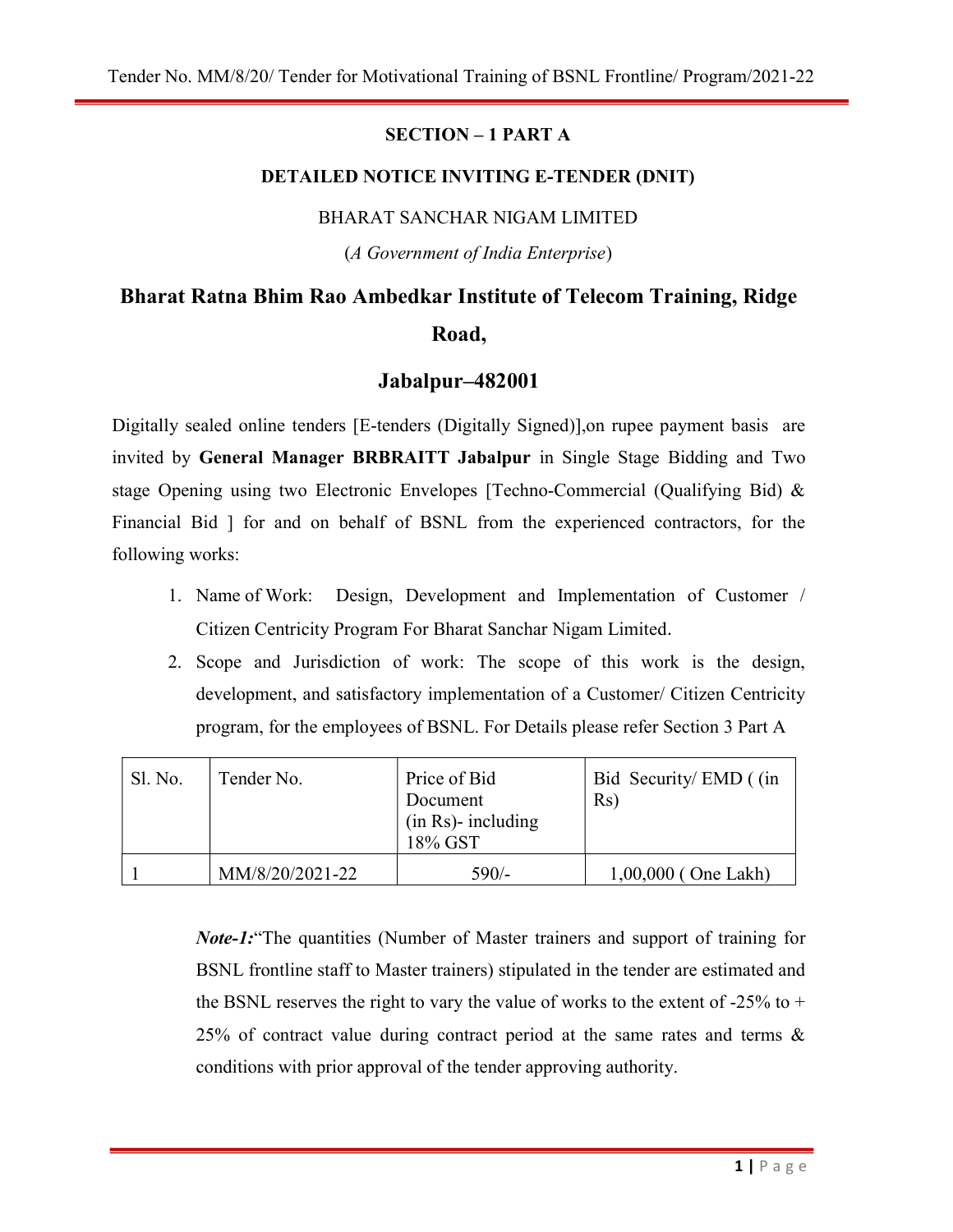## SECTION – 1 PART A

### DETAILED NOTICE INVITING E-TENDER (DNIT)

BHARAT SANCHAR NIGAM LIMITED

(*A Government of India Enterprise*)

# Bharat Ratna Bhim Rao Ambedkar Institute of Telecom Training, Ridge Road,

# Jabalpur–482001

Digitally sealed online tenders [E-tenders (Digitally Signed)],on rupee payment basis are invited by **General Manager BRBRAITT Jabalpur** in Single Stage Bidding and Two stage Opening using two Electronic Envelopes [Techno-Commercial (Qualifying Bid) & Financial Bid ] for and on behalf of BSNL from the experienced contractors, for the following works:

1. Name of Work: Design, Development and Implementation of Customer / Citizen Centricity Program For Bharat Sanchar Nigam Limited.
2. Scope and Jurisdiction of work: The scope of this work is the design, development, and satisfactory implementation of a Customer/ Citizen Centricity program, for the employees of BSNL. For Details please refer Section 3 Part A

| Sl. No. | Tender No. | Price of Bid Document (in Rs)- including 18% GST | Bid Security/ EMD ( (in Rs) |
|---|---|---|---|
| 1 | MM/8/20/2021-22 | 590/- | 1,00,000 ( One Lakh) |

> ***Note-1:***"The quantities (Number of Master trainers and support of training for BSNL frontline staff to Master trainers) stipulated in the tender are estimated and the BSNL reserves the right to vary the value of works to the extent of -25% to + 25% of contract value during contract period at the same rates and terms & conditions with prior approval of the tender approving authority.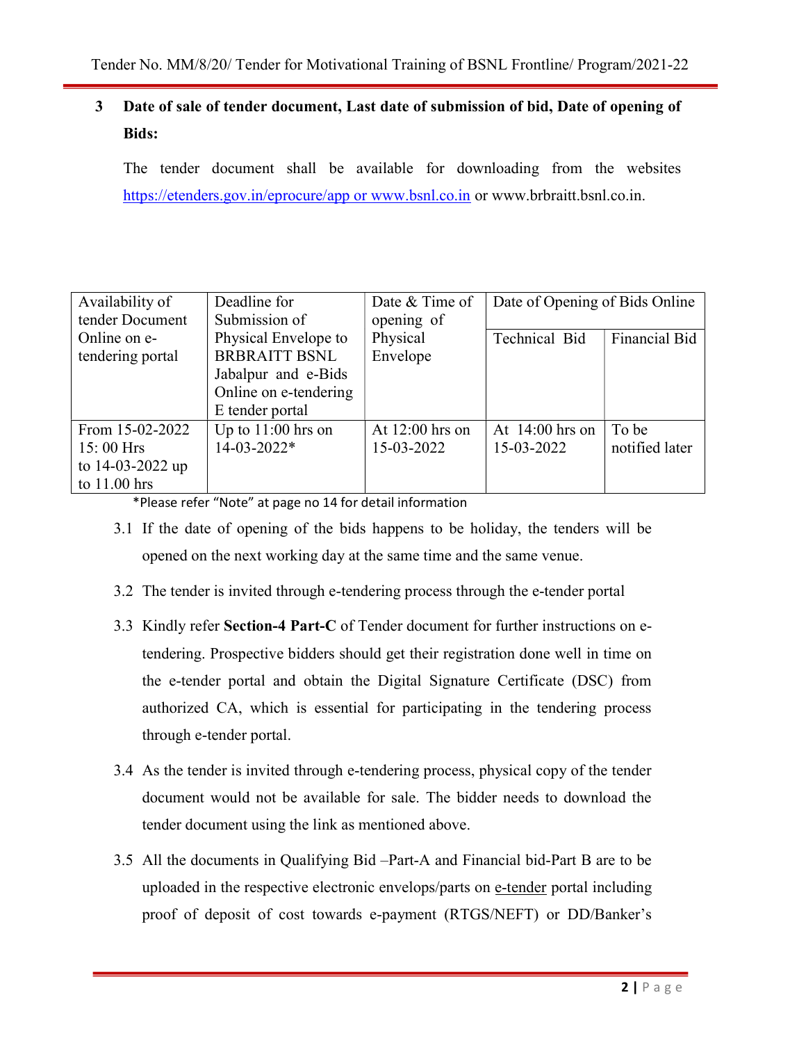## 3 Date of sale of tender document, Last date of submission of bid, Date of opening of Bids:

The tender document shall be available for downloading from the websites https://etenders.gov.in/eprocure/app or www.bsnl.co.in or www.brbraitt.bsnl.co.in.

| Availability of tender Document Online on e-tendering portal | Deadline for Submission of Physical Envelope to BRBRAITT BSNL Jabalpur and e-Bids Online on e-tendering E tender portal | Date & Time of opening of Physical Envelope | Date of Opening of Bids Online | |
|---|---|---|---|---|
| | | | Technical Bid | Financial Bid |
| From 15-02-2022 15: 00 Hrs to 14-03-2022 up to 11.00 hrs | Up to 11:00 hrs on 14-03-2022* | At 12:00 hrs on 15-03-2022 | At 14:00 hrs on 15-03-2022 | To be notified later |

*Please refer "Note" at page no 14 for detail information

3.1 If the date of opening of the bids happens to be holiday, the tenders will be opened on the next working day at the same time and the same venue.

3.2 The tender is invited through e-tendering process through the e-tender portal

3.3 Kindly refer **Section-4 Part-C** of Tender document for further instructions on e-tendering. Prospective bidders should get their registration done well in time on the e-tender portal and obtain the Digital Signature Certificate (DSC) from authorized CA, which is essential for participating in the tendering process through e-tender portal.

3.4 As the tender is invited through e-tendering process, physical copy of the tender document would not be available for sale. The bidder needs to download the tender document using the link as mentioned above.

3.5 All the documents in Qualifying Bid –Part-A and Financial bid-Part B are to be uploaded in the respective electronic envelops/parts on e-tender portal including proof of deposit of cost towards e-payment (RTGS/NEFT) or DD/Banker's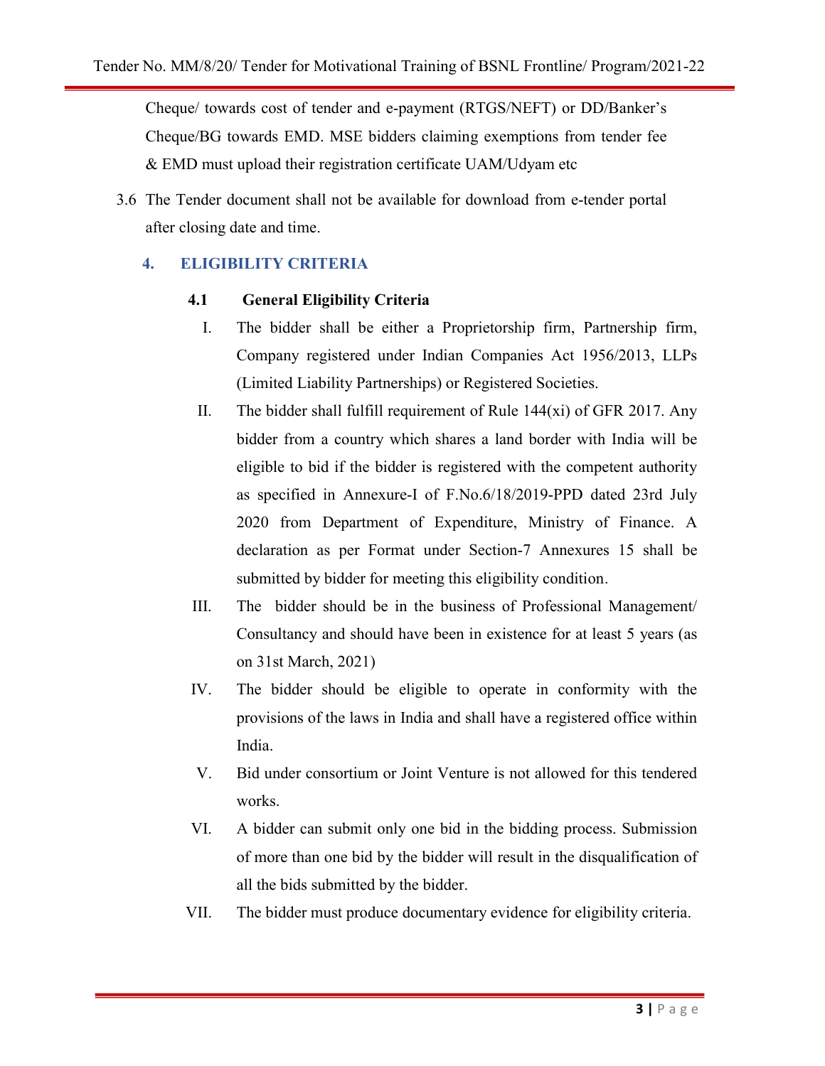Cheque/ towards cost of tender and e-payment (RTGS/NEFT) or DD/Banker's Cheque/BG towards EMD. MSE bidders claiming exemptions from tender fee & EMD must upload their registration certificate UAM/Udyam etc

3.6 The Tender document shall not be available for download from e-tender portal after closing date and time.

## 4. ELIGIBILITY CRITERIA

### 4.1 General Eligibility Criteria

I. The bidder shall be either a Proprietorship firm, Partnership firm, Company registered under Indian Companies Act 1956/2013, LLPs (Limited Liability Partnerships) or Registered Societies.

II. The bidder shall fulfill requirement of Rule 144(xi) of GFR 2017. Any bidder from a country which shares a land border with India will be eligible to bid if the bidder is registered with the competent authority as specified in Annexure-I of F.No.6/18/2019-PPD dated 23rd July 2020 from Department of Expenditure, Ministry of Finance. A declaration as per Format under Section-7 Annexures 15 shall be submitted by bidder for meeting this eligibility condition.

III. The bidder should be in the business of Professional Management/ Consultancy and should have been in existence for at least 5 years (as on 31st March, 2021)

IV. The bidder should be eligible to operate in conformity with the provisions of the laws in India and shall have a registered office within India.

V. Bid under consortium or Joint Venture is not allowed for this tendered works.

VI. A bidder can submit only one bid in the bidding process. Submission of more than one bid by the bidder will result in the disqualification of all the bids submitted by the bidder.

VII. The bidder must produce documentary evidence for eligibility criteria.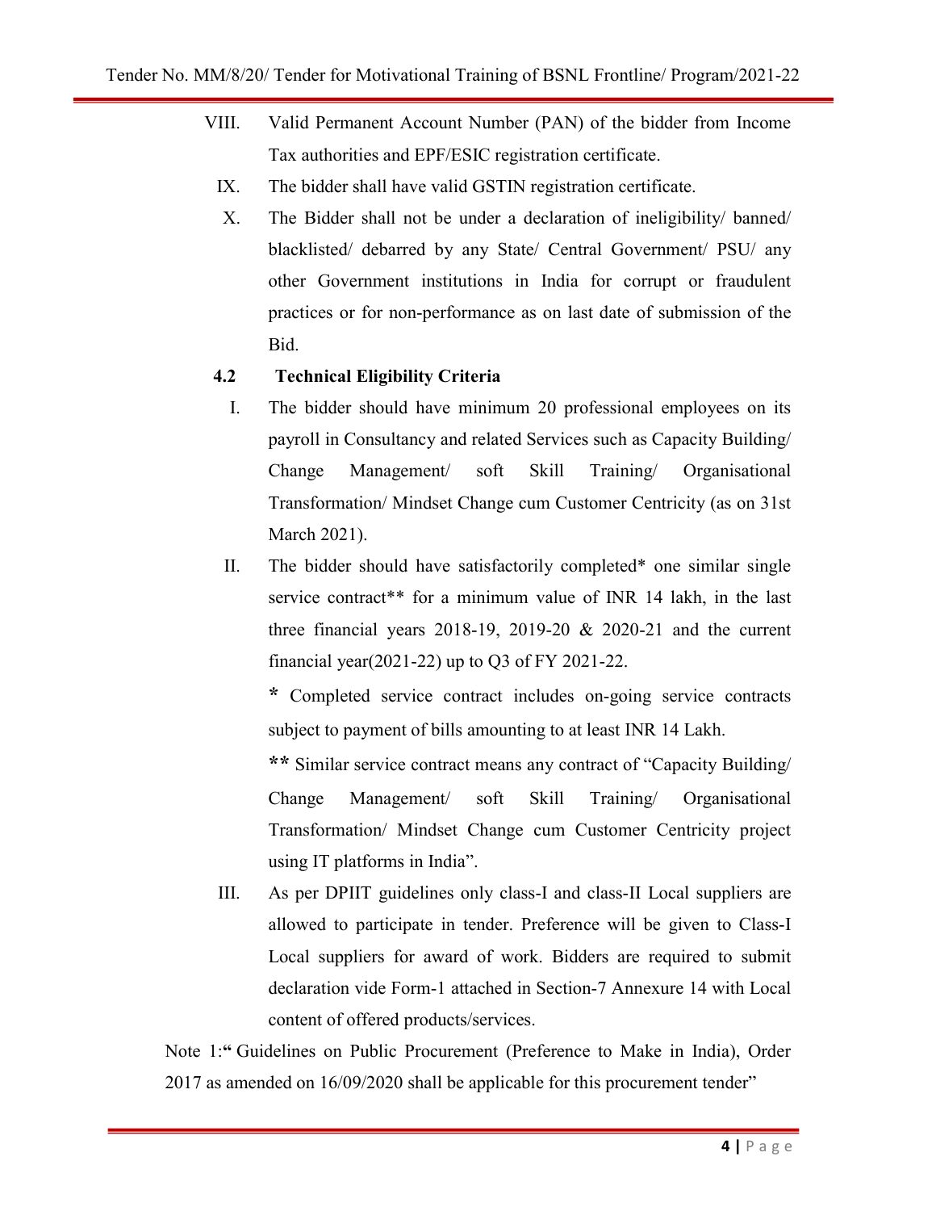VIII. Valid Permanent Account Number (PAN) of the bidder from Income Tax authorities and EPF/ESIC registration certificate.

IX. The bidder shall have valid GSTIN registration certificate.

X. The Bidder shall not be under a declaration of ineligibility/ banned/ blacklisted/ debarred by any State/ Central Government/ PSU/ any other Government institutions in India for corrupt or fraudulent practices or for non-performance as on last date of submission of the Bid.

### 4.2 Technical Eligibility Criteria

I. The bidder should have minimum 20 professional employees on its payroll in Consultancy and related Services such as Capacity Building/ Change Management/ soft Skill Training/ Organisational Transformation/ Mindset Change cum Customer Centricity (as on 31st March 2021).

II. The bidder should have satisfactorily completed* one similar single service contract** for a minimum value of INR 14 lakh, in the last three financial years 2018-19, 2019-20 & 2020-21 and the current financial year(2021-22) up to Q3 of FY 2021-22.

**\*** Completed service contract includes on-going service contracts subject to payment of bills amounting to at least INR 14 Lakh.

**\*\*** Similar service contract means any contract of "Capacity Building/ Change Management/ soft Skill Training/ Organisational Transformation/ Mindset Change cum Customer Centricity project using IT platforms in India".

III. As per DPIIT guidelines only class-I and class-II Local suppliers are allowed to participate in tender. Preference will be given to Class-I Local suppliers for award of work. Bidders are required to submit declaration vide Form-1 attached in Section-7 Annexure 14 with Local content of offered products/services.

Note 1:**"** Guidelines on Public Procurement (Preference to Make in India), Order 2017 as amended on 16/09/2020 shall be applicable for this procurement tender"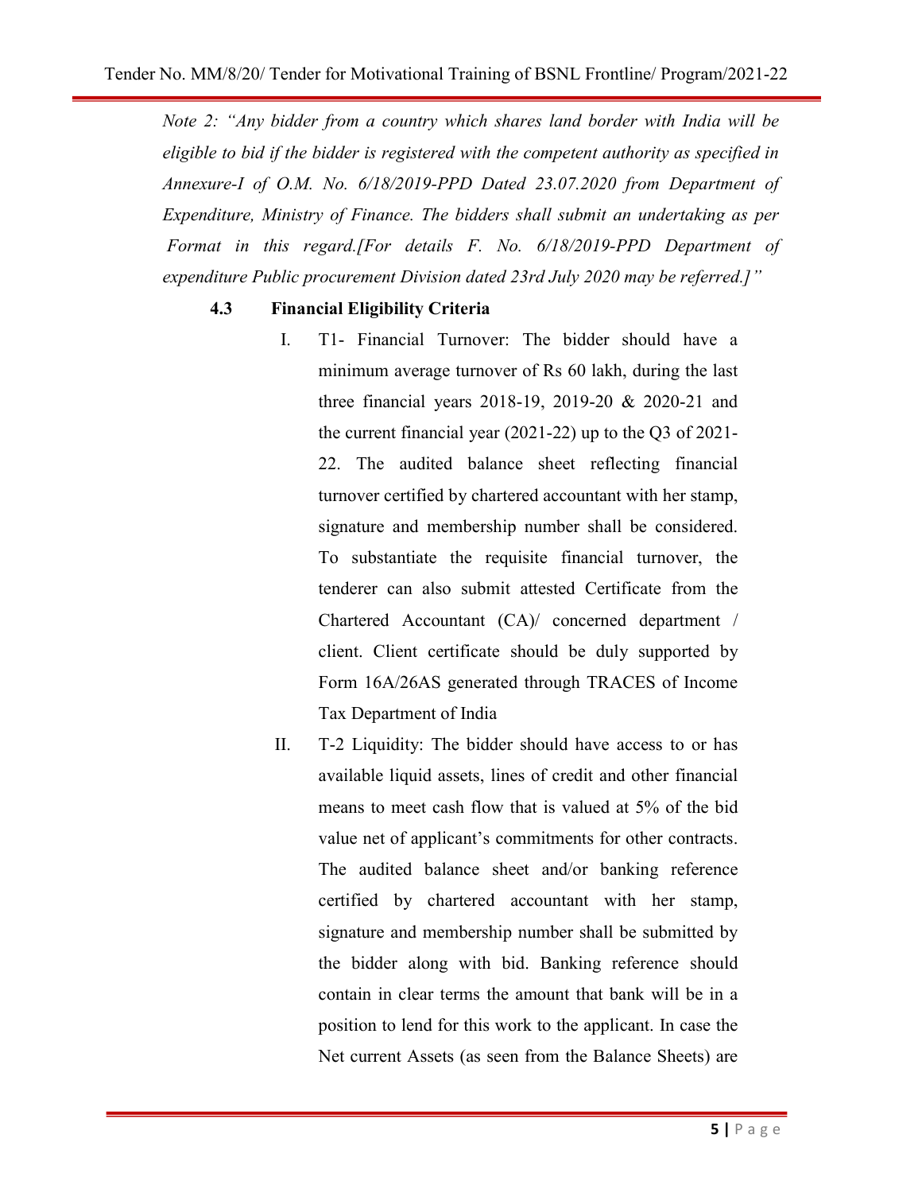*Note 2: "Any bidder from a country which shares land border with India will be eligible to bid if the bidder is registered with the competent authority as specified in Annexure-I of O.M. No. 6/18/2019-PPD Dated 23.07.2020 from Department of Expenditure, Ministry of Finance. The bidders shall submit an undertaking as per Format in this regard.[For details F. No. 6/18/2019-PPD Department of expenditure Public procurement Division dated 23rd July 2020 may be referred.]"*

### 4.3 Financial Eligibility Criteria

I. T1- Financial Turnover: The bidder should have a minimum average turnover of Rs 60 lakh, during the last three financial years 2018-19, 2019-20 & 2020-21 and the current financial year (2021-22) up to the Q3 of 2021-22. The audited balance sheet reflecting financial turnover certified by chartered accountant with her stamp, signature and membership number shall be considered. To substantiate the requisite financial turnover, the tenderer can also submit attested Certificate from the Chartered Accountant (CA)/ concerned department / client. Client certificate should be duly supported by Form 16A/26AS generated through TRACES of Income Tax Department of India

II. T-2 Liquidity: The bidder should have access to or has available liquid assets, lines of credit and other financial means to meet cash flow that is valued at 5% of the bid value net of applicant's commitments for other contracts. The audited balance sheet and/or banking reference certified by chartered accountant with her stamp, signature and membership number shall be submitted by the bidder along with bid. Banking reference should contain in clear terms the amount that bank will be in a position to lend for this work to the applicant. In case the Net current Assets (as seen from the Balance Sheets) are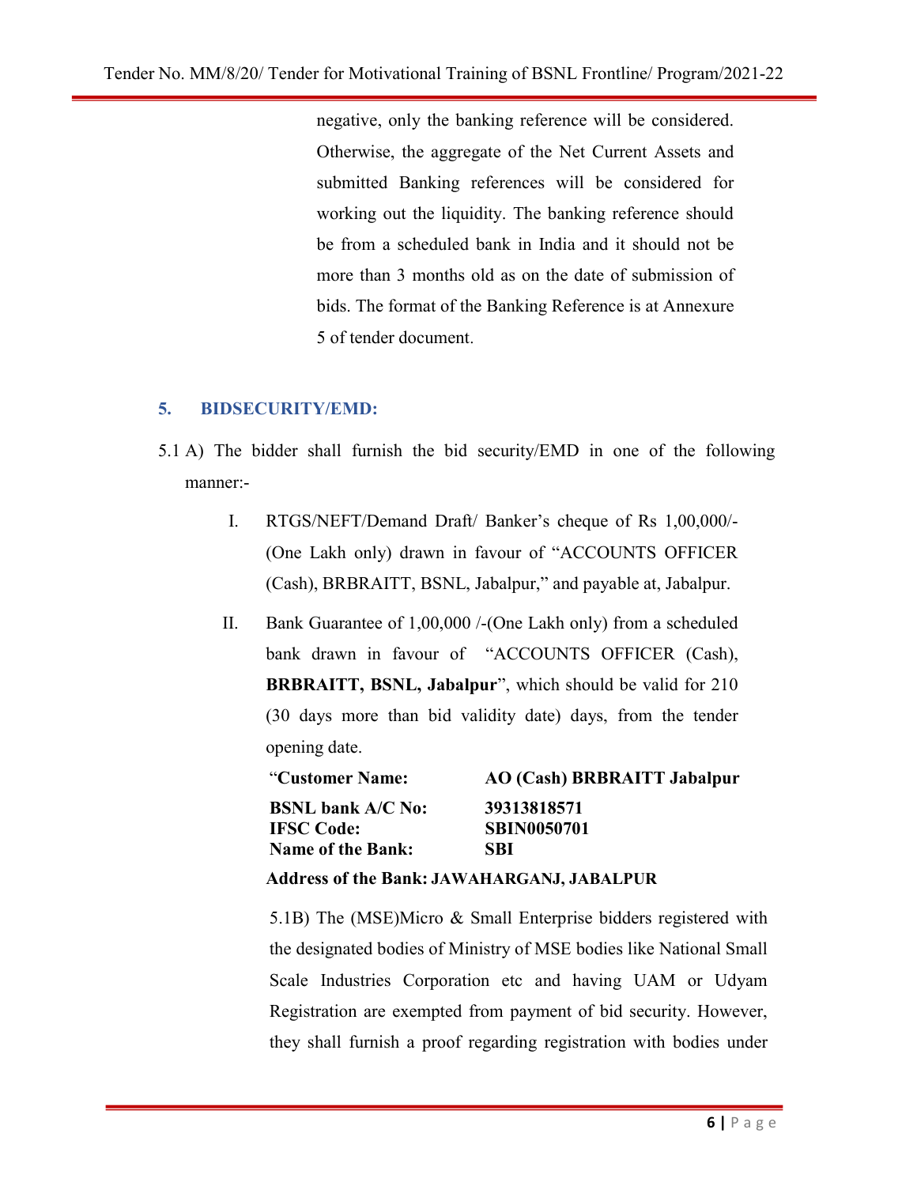negative, only the banking reference will be considered. Otherwise, the aggregate of the Net Current Assets and submitted Banking references will be considered for working out the liquidity. The banking reference should be from a scheduled bank in India and it should not be more than 3 months old as on the date of submission of bids. The format of the Banking Reference is at Annexure 5 of tender document.

## 5. BIDSECURITY/EMD:

5.1 A) The bidder shall furnish the bid security/EMD in one of the following manner:-

I. RTGS/NEFT/Demand Draft/ Banker's cheque of Rs 1,00,000/- (One Lakh only) drawn in favour of "ACCOUNTS OFFICER (Cash), BRBRAITT, BSNL, Jabalpur," and payable at, Jabalpur.

II. Bank Guarantee of 1,00,000 /-(One Lakh only) from a scheduled bank drawn in favour of "ACCOUNTS OFFICER (Cash), **BRBRAITT, BSNL, Jabalpur**", which should be valid for 210 (30 days more than bid validity date) days, from the tender opening date.

| "**Customer Name:** | **AO (Cash) BRBRAITT Jabalpur** |
|---|---|
| **BSNL bank A/C No:** | **39313818571** |
| **IFSC Code:** | **SBIN0050701** |
| **Name of the Bank:** | **SBI** |

**Address of the Bank: JAWAHARGANJ, JABALPUR**

5.1B) The (MSE)Micro & Small Enterprise bidders registered with the designated bodies of Ministry of MSE bodies like National Small Scale Industries Corporation etc and having UAM or Udyam Registration are exempted from payment of bid security. However, they shall furnish a proof regarding registration with bodies under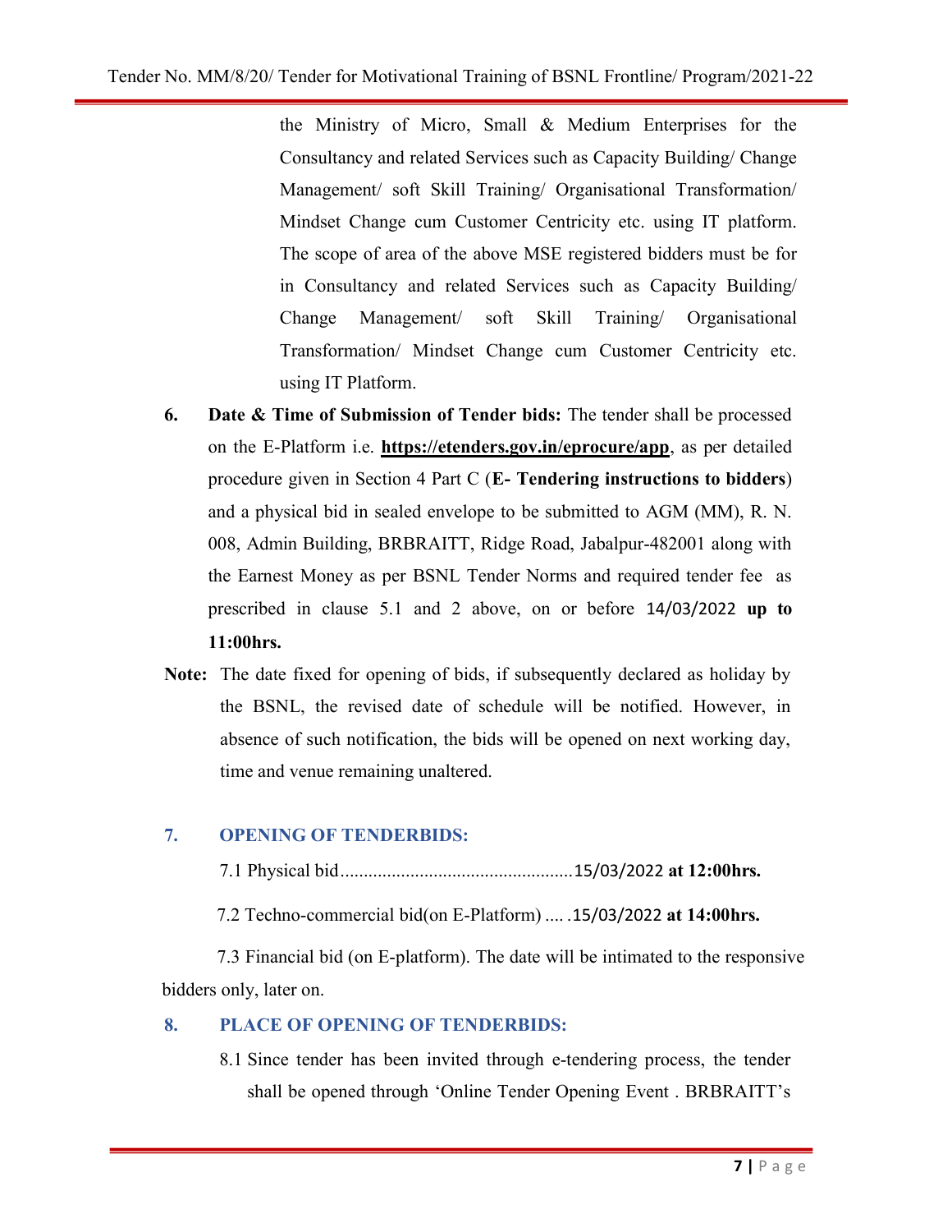the Ministry of Micro, Small & Medium Enterprises for the Consultancy and related Services such as Capacity Building/ Change Management/ soft Skill Training/ Organisational Transformation/ Mindset Change cum Customer Centricity etc. using IT platform. The scope of area of the above MSE registered bidders must be for in Consultancy and related Services such as Capacity Building/ Change Management/ soft Skill Training/ Organisational Transformation/ Mindset Change cum Customer Centricity etc. using IT Platform.

6. **Date & Time of Submission of Tender bids:** The tender shall be processed on the E-Platform i.e. **https://etenders.gov.in/eprocure/app**, as per detailed procedure given in Section 4 Part C (**E- Tendering instructions to bidders**) and a physical bid in sealed envelope to be submitted to AGM (MM), R. N. 008, Admin Building, BRBRAITT, Ridge Road, Jabalpur-482001 along with the Earnest Money as per BSNL Tender Norms and required tender fee as prescribed in clause 5.1 and 2 above, on or before 14/03/2022 **up to 11:00hrs.**

**Note:** The date fixed for opening of bids, if subsequently declared as holiday by the BSNL, the revised date of schedule will be notified. However, in absence of such notification, the bids will be opened on next working day, time and venue remaining unaltered.

## 7. OPENING OF TENDERBIDS:

7.1 Physical bid..................................................15/03/2022 **at 12:00hrs.**

7.2 Techno-commercial bid(on E-Platform) .... .15/03/2022 **at 14:00hrs.**

7.3 Financial bid (on E-platform). The date will be intimated to the responsive bidders only, later on.

## 8. PLACE OF OPENING OF TENDERBIDS:

8.1 Since tender has been invited through e-tendering process, the tender shall be opened through 'Online Tender Opening Event . BRBRAITT's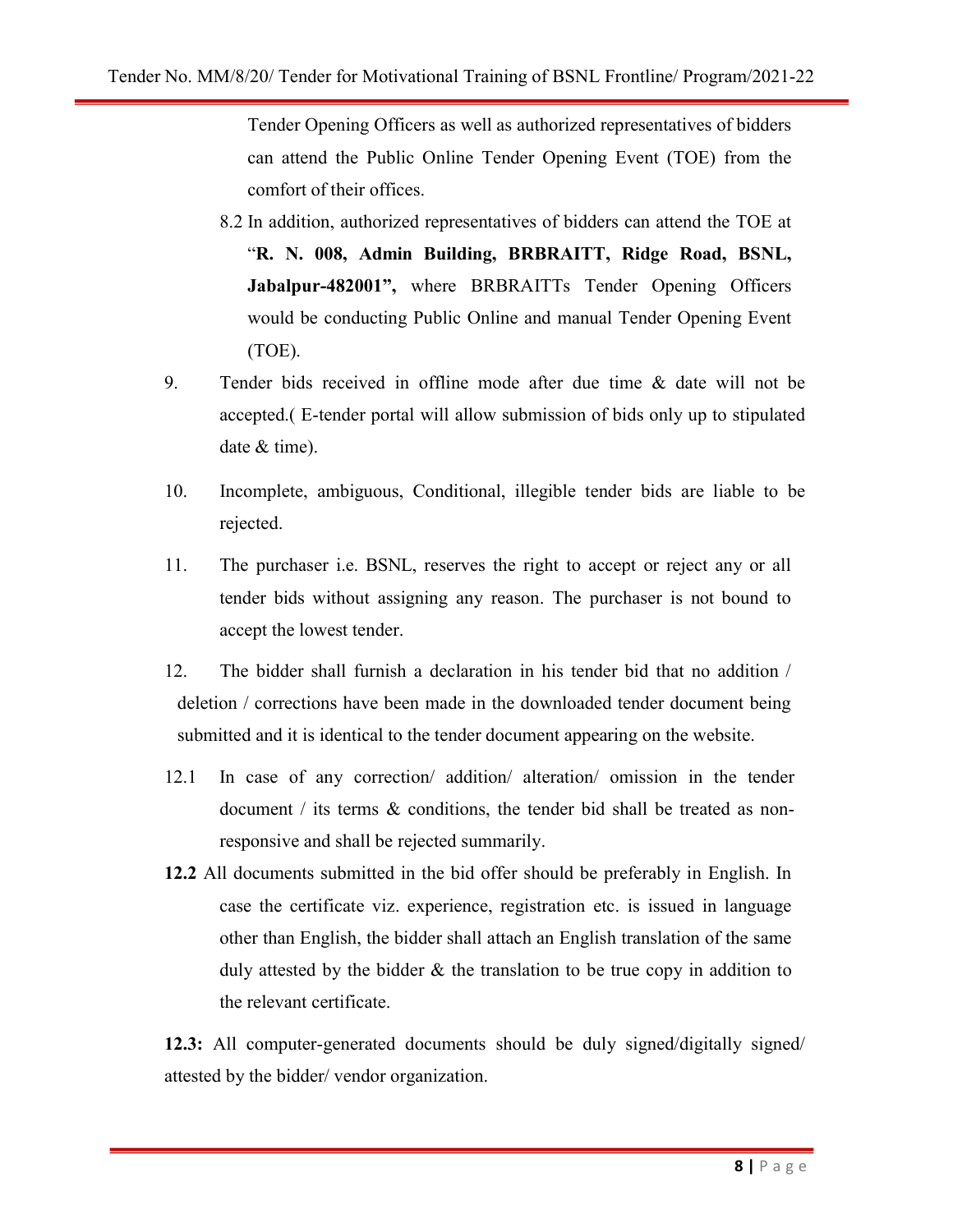Tender Opening Officers as well as authorized representatives of bidders can attend the Public Online Tender Opening Event (TOE) from the comfort of their offices.

8.2 In addition, authorized representatives of bidders can attend the TOE at "**R. N. 008, Admin Building, BRBRAITT, Ridge Road, BSNL, Jabalpur-482001",** where BRBRAITTs Tender Opening Officers would be conducting Public Online and manual Tender Opening Event (TOE).

9. Tender bids received in offline mode after due time & date will not be accepted.( E-tender portal will allow submission of bids only up to stipulated date & time).

10. Incomplete, ambiguous, Conditional, illegible tender bids are liable to be rejected.

11. The purchaser i.e. BSNL, reserves the right to accept or reject any or all tender bids without assigning any reason. The purchaser is not bound to accept the lowest tender.

12. The bidder shall furnish a declaration in his tender bid that no addition / deletion / corrections have been made in the downloaded tender document being submitted and it is identical to the tender document appearing on the website.

12.1 In case of any correction/ addition/ alteration/ omission in the tender document / its terms & conditions, the tender bid shall be treated as non-responsive and shall be rejected summarily.

**12.2** All documents submitted in the bid offer should be preferably in English. In case the certificate viz. experience, registration etc. is issued in language other than English, the bidder shall attach an English translation of the same duly attested by the bidder & the translation to be true copy in addition to the relevant certificate.

**12.3:** All computer-generated documents should be duly signed/digitally signed/ attested by the bidder/ vendor organization.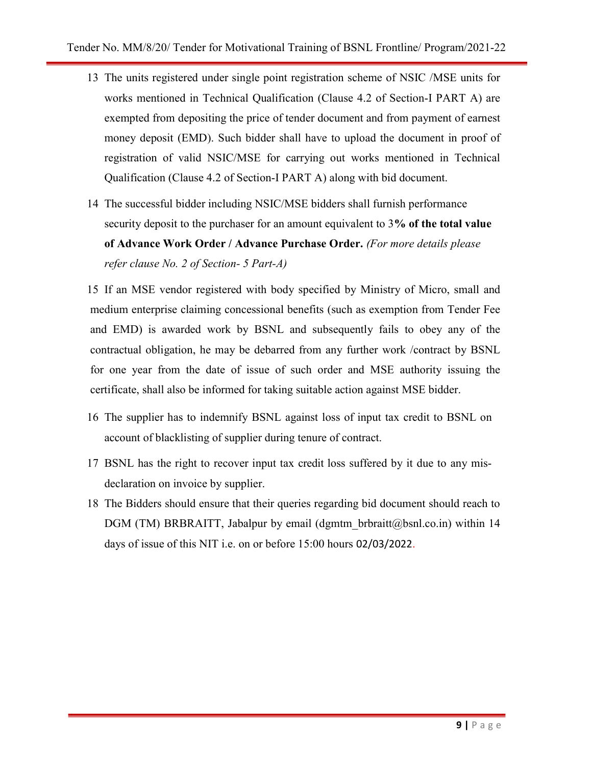13. The units registered under single point registration scheme of NSIC /MSE units for works mentioned in Technical Qualification (Clause 4.2 of Section-I PART A) are exempted from depositing the price of tender document and from payment of earnest money deposit (EMD). Such bidder shall have to upload the document in proof of registration of valid NSIC/MSE for carrying out works mentioned in Technical Qualification (Clause 4.2 of Section-I PART A) along with bid document.

14. The successful bidder including NSIC/MSE bidders shall furnish performance security deposit to the purchaser for an amount equivalent to 3**% of the total value of Advance Work Order / Advance Purchase Order.** *(For more details please refer clause No. 2 of Section- 5 Part-A)*

15. If an MSE vendor registered with body specified by Ministry of Micro, small and medium enterprise claiming concessional benefits (such as exemption from Tender Fee and EMD) is awarded work by BSNL and subsequently fails to obey any of the contractual obligation, he may be debarred from any further work /contract by BSNL for one year from the date of issue of such order and MSE authority issuing the certificate, shall also be informed for taking suitable action against MSE bidder.

16. The supplier has to indemnify BSNL against loss of input tax credit to BSNL on account of blacklisting of supplier during tenure of contract.

17. BSNL has the right to recover input tax credit loss suffered by it due to any mis-declaration on invoice by supplier.

18. The Bidders should ensure that their queries regarding bid document should reach to DGM (TM) BRBRAITT, Jabalpur by email (dgmtm_brbraitt@bsnl.co.in) within 14 days of issue of this NIT i.e. on or before 15:00 hours 02/03/2022.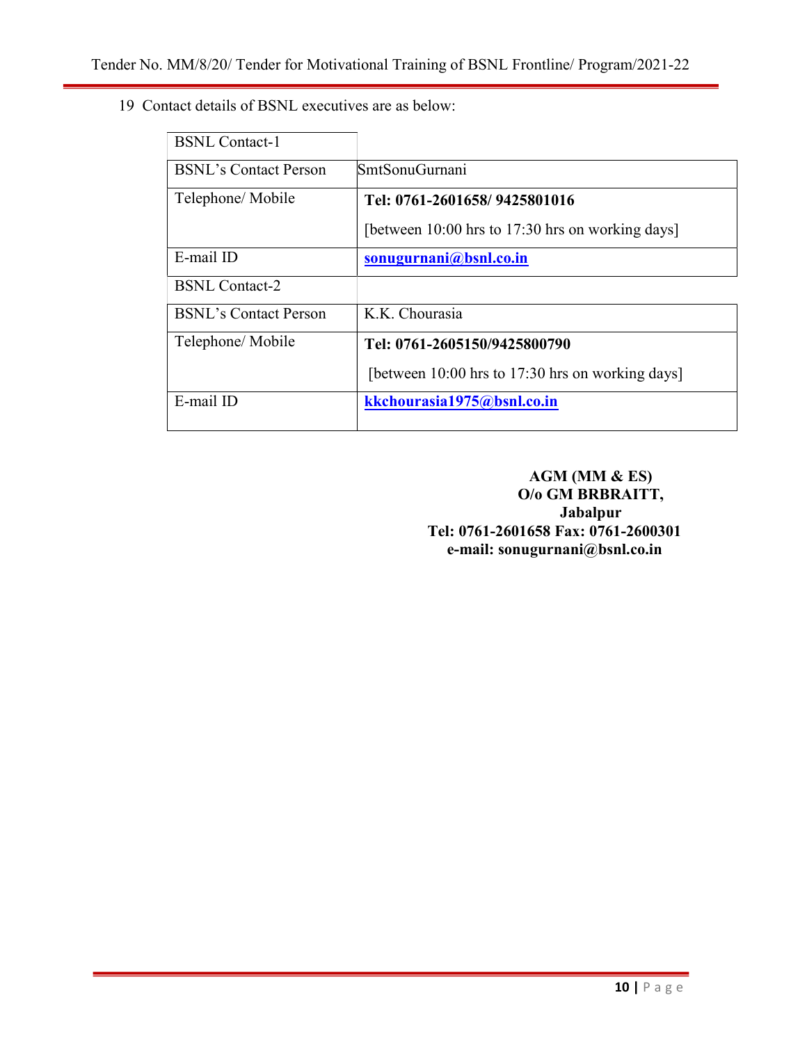19 Contact details of BSNL executives are as below:

| | |
|---|---|
| BSNL Contact-1 | |
| BSNL's Contact Person | SmtSonuGurnani |
| Telephone/ Mobile | **Tel: 0761-2601658/ 9425801016**<br>[between 10:00 hrs to 17:30 hrs on working days] |
| E-mail ID | **sonugurnani@bsnl.co.in** |
| BSNL Contact-2 | |
| BSNL's Contact Person | K.K. Chourasia |
| Telephone/ Mobile | **Tel: 0761-2605150/9425800790**<br>[between 10:00 hrs to 17:30 hrs on working days] |
| E-mail ID | **kkchourasia1975@bsnl.co.in** |

**AGM (MM & ES)**
**O/o GM BRBRAITT,**
**Jabalpur**
**Tel: 0761-2601658 Fax: 0761-2600301**
**e-mail: sonugurnani@bsnl.co.in**